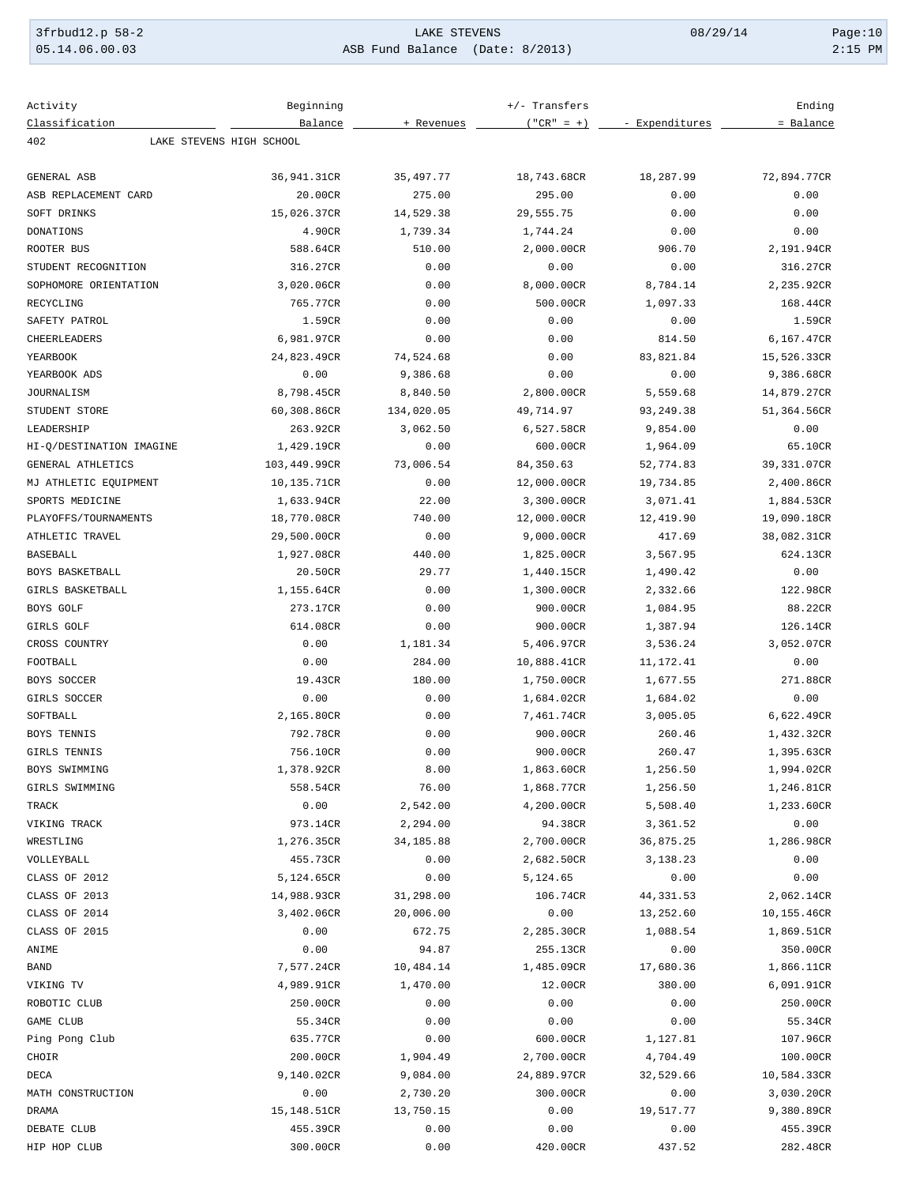# LAKE STEVENS

## ASB Fund Balance (Date: 8/2013)

| Activity Classification | Beginning Balance | + Revenues | +/- Transfers ("CR" = +) | - Expenditures | Ending = Balance |
|---|---|---|---|---|---|
| 402 LAKE STEVENS HIGH SCHOOL | | | | | |
| GENERAL ASB | 36,941.31CR | 35,497.77 | 18,743.68CR | 18,287.99 | 72,894.77CR |
| ASB REPLACEMENT CARD | 20.00CR | 275.00 | 295.00 | 0.00 | 0.00 |
| SOFT DRINKS | 15,026.37CR | 14,529.38 | 29,555.75 | 0.00 | 0.00 |
| DONATIONS | 4.90CR | 1,739.34 | 1,744.24 | 0.00 | 0.00 |
| ROOTER BUS | 588.64CR | 510.00 | 2,000.00CR | 906.70 | 2,191.94CR |
| STUDENT RECOGNITION | 316.27CR | 0.00 | 0.00 | 0.00 | 316.27CR |
| SOPHOMORE ORIENTATION | 3,020.06CR | 0.00 | 8,000.00CR | 8,784.14 | 2,235.92CR |
| RECYCLING | 765.77CR | 0.00 | 500.00CR | 1,097.33 | 168.44CR |
| SAFETY PATROL | 1.59CR | 0.00 | 0.00 | 0.00 | 1.59CR |
| CHEERLEADERS | 6,981.97CR | 0.00 | 0.00 | 814.50 | 6,167.47CR |
| YEARBOOK | 24,823.49CR | 74,524.68 | 0.00 | 83,821.84 | 15,526.33CR |
| YEARBOOK ADS | 0.00 | 9,386.68 | 0.00 | 0.00 | 9,386.68CR |
| JOURNALISM | 8,798.45CR | 8,840.50 | 2,800.00CR | 5,559.68 | 14,879.27CR |
| STUDENT STORE | 60,308.86CR | 134,020.05 | 49,714.97 | 93,249.38 | 51,364.56CR |
| LEADERSHIP | 263.92CR | 3,062.50 | 6,527.58CR | 9,854.00 | 0.00 |
| HI-Q/DESTINATION IMAGINE | 1,429.19CR | 0.00 | 600.00CR | 1,964.09 | 65.10CR |
| GENERAL ATHLETICS | 103,449.99CR | 73,006.54 | 84,350.63 | 52,774.83 | 39,331.07CR |
| MJ ATHLETIC EQUIPMENT | 10,135.71CR | 0.00 | 12,000.00CR | 19,734.85 | 2,400.86CR |
| SPORTS MEDICINE | 1,633.94CR | 22.00 | 3,300.00CR | 3,071.41 | 1,884.53CR |
| PLAYOFFS/TOURNAMENTS | 18,770.08CR | 740.00 | 12,000.00CR | 12,419.90 | 19,090.18CR |
| ATHLETIC TRAVEL | 29,500.00CR | 0.00 | 9,000.00CR | 417.69 | 38,082.31CR |
| BASEBALL | 1,927.08CR | 440.00 | 1,825.00CR | 3,567.95 | 624.13CR |
| BOYS BASKETBALL | 20.50CR | 29.77 | 1,440.15CR | 1,490.42 | 0.00 |
| GIRLS BASKETBALL | 1,155.64CR | 0.00 | 1,300.00CR | 2,332.66 | 122.98CR |
| BOYS GOLF | 273.17CR | 0.00 | 900.00CR | 1,084.95 | 88.22CR |
| GIRLS GOLF | 614.08CR | 0.00 | 900.00CR | 1,387.94 | 126.14CR |
| CROSS COUNTRY | 0.00 | 1,181.34 | 5,406.97CR | 3,536.24 | 3,052.07CR |
| FOOTBALL | 0.00 | 284.00 | 10,888.41CR | 11,172.41 | 0.00 |
| BOYS SOCCER | 19.43CR | 180.00 | 1,750.00CR | 1,677.55 | 271.88CR |
| GIRLS SOCCER | 0.00 | 0.00 | 1,684.02CR | 1,684.02 | 0.00 |
| SOFTBALL | 2,165.80CR | 0.00 | 7,461.74CR | 3,005.05 | 6,622.49CR |
| BOYS TENNIS | 792.78CR | 0.00 | 900.00CR | 260.46 | 1,432.32CR |
| GIRLS TENNIS | 756.10CR | 0.00 | 900.00CR | 260.47 | 1,395.63CR |
| BOYS SWIMMING | 1,378.92CR | 8.00 | 1,863.60CR | 1,256.50 | 1,994.02CR |
| GIRLS SWIMMING | 558.54CR | 76.00 | 1,868.77CR | 1,256.50 | 1,246.81CR |
| TRACK | 0.00 | 2,542.00 | 4,200.00CR | 5,508.40 | 1,233.60CR |
| VIKING TRACK | 973.14CR | 2,294.00 | 94.38CR | 3,361.52 | 0.00 |
| WRESTLING | 1,276.35CR | 34,185.88 | 2,700.00CR | 36,875.25 | 1,286.98CR |
| VOLLEYBALL | 455.73CR | 0.00 | 2,682.50CR | 3,138.23 | 0.00 |
| CLASS OF 2012 | 5,124.65CR | 0.00 | 5,124.65 | 0.00 | 0.00 |
| CLASS OF 2013 | 14,988.93CR | 31,298.00 | 106.74CR | 44,331.53 | 2,062.14CR |
| CLASS OF 2014 | 3,402.06CR | 20,006.00 | 0.00 | 13,252.60 | 10,155.46CR |
| CLASS OF 2015 | 0.00 | 672.75 | 2,285.30CR | 1,088.54 | 1,869.51CR |
| ANIME | 0.00 | 94.87 | 255.13CR | 0.00 | 350.00CR |
| BAND | 7,577.24CR | 10,484.14 | 1,485.09CR | 17,680.36 | 1,866.11CR |
| VIKING TV | 4,989.91CR | 1,470.00 | 12.00CR | 380.00 | 6,091.91CR |
| ROBOTIC CLUB | 250.00CR | 0.00 | 0.00 | 0.00 | 250.00CR |
| GAME CLUB | 55.34CR | 0.00 | 0.00 | 0.00 | 55.34CR |
| Ping Pong Club | 635.77CR | 0.00 | 600.00CR | 1,127.81 | 107.96CR |
| CHOIR | 200.00CR | 1,904.49 | 2,700.00CR | 4,704.49 | 100.00CR |
| DECA | 9,140.02CR | 9,084.00 | 24,889.97CR | 32,529.66 | 10,584.33CR |
| MATH CONSTRUCTION | 0.00 | 2,730.20 | 300.00CR | 0.00 | 3,030.20CR |
| DRAMA | 15,148.51CR | 13,750.15 | 0.00 | 19,517.77 | 9,380.89CR |
| DEBATE CLUB | 455.39CR | 0.00 | 0.00 | 0.00 | 455.39CR |
| HIP HOP CLUB | 300.00CR | 0.00 | 420.00CR | 437.52 | 282.48CR |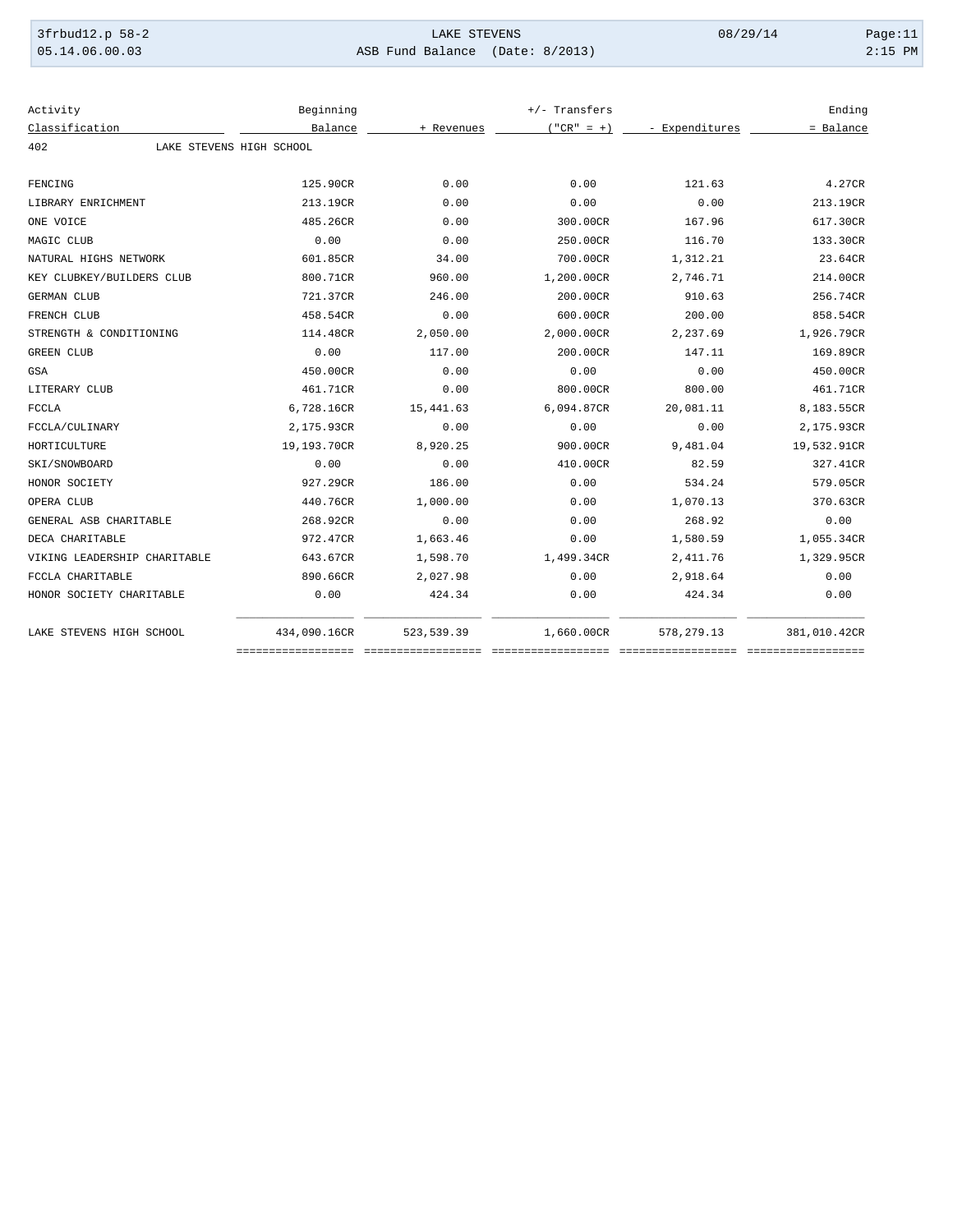| Activity Classification | Beginning Balance | + Revenues | +/- Transfers ("CR" = +) | - Expenditures | Ending = Balance |
|---|---|---|---|---|---|
| 402 LAKE STEVENS HIGH SCHOOL | | | | | |
| FENCING | 125.90CR | 0.00 | 0.00 | 121.63 | 4.27CR |
| LIBRARY ENRICHMENT | 213.19CR | 0.00 | 0.00 | 0.00 | 213.19CR |
| ONE VOICE | 485.26CR | 0.00 | 300.00CR | 167.96 | 617.30CR |
| MAGIC CLUB | 0.00 | 0.00 | 250.00CR | 116.70 | 133.30CR |
| NATURAL HIGHS NETWORK | 601.85CR | 34.00 | 700.00CR | 1,312.21 | 23.64CR |
| KEY CLUBKEY/BUILDERS CLUB | 800.71CR | 960.00 | 1,200.00CR | 2,746.71 | 214.00CR |
| GERMAN CLUB | 721.37CR | 246.00 | 200.00CR | 910.63 | 256.74CR |
| FRENCH CLUB | 458.54CR | 0.00 | 600.00CR | 200.00 | 858.54CR |
| STRENGTH & CONDITIONING | 114.48CR | 2,050.00 | 2,000.00CR | 2,237.69 | 1,926.79CR |
| GREEN CLUB | 0.00 | 117.00 | 200.00CR | 147.11 | 169.89CR |
| GSA | 450.00CR | 0.00 | 0.00 | 0.00 | 450.00CR |
| LITERARY CLUB | 461.71CR | 0.00 | 800.00CR | 800.00 | 461.71CR |
| FCCLA | 6,728.16CR | 15,441.63 | 6,094.87CR | 20,081.11 | 8,183.55CR |
| FCCLA/CULINARY | 2,175.93CR | 0.00 | 0.00 | 0.00 | 2,175.93CR |
| HORTICULTURE | 19,193.70CR | 8,920.25 | 900.00CR | 9,481.04 | 19,532.91CR |
| SKI/SNOWBOARD | 0.00 | 0.00 | 410.00CR | 82.59 | 327.41CR |
| HONOR SOCIETY | 927.29CR | 186.00 | 0.00 | 534.24 | 579.05CR |
| OPERA CLUB | 440.76CR | 1,000.00 | 0.00 | 1,070.13 | 370.63CR |
| GENERAL ASB CHARITABLE | 268.92CR | 0.00 | 0.00 | 268.92 | 0.00 |
| DECA CHARITABLE | 972.47CR | 1,663.46 | 0.00 | 1,580.59 | 1,055.34CR |
| VIKING LEADERSHIP CHARITABLE | 643.67CR | 1,598.70 | 1,499.34CR | 2,411.76 | 1,329.95CR |
| FCCLA CHARITABLE | 890.66CR | 2,027.98 | 0.00 | 2,918.64 | 0.00 |
| HONOR SOCIETY CHARITABLE | 0.00 | 424.34 | 0.00 | 424.34 | 0.00 |
| LAKE STEVENS HIGH SCHOOL | 434,090.16CR | 523,539.39 | 1,660.00CR | 578,279.13 | 381,010.42CR |